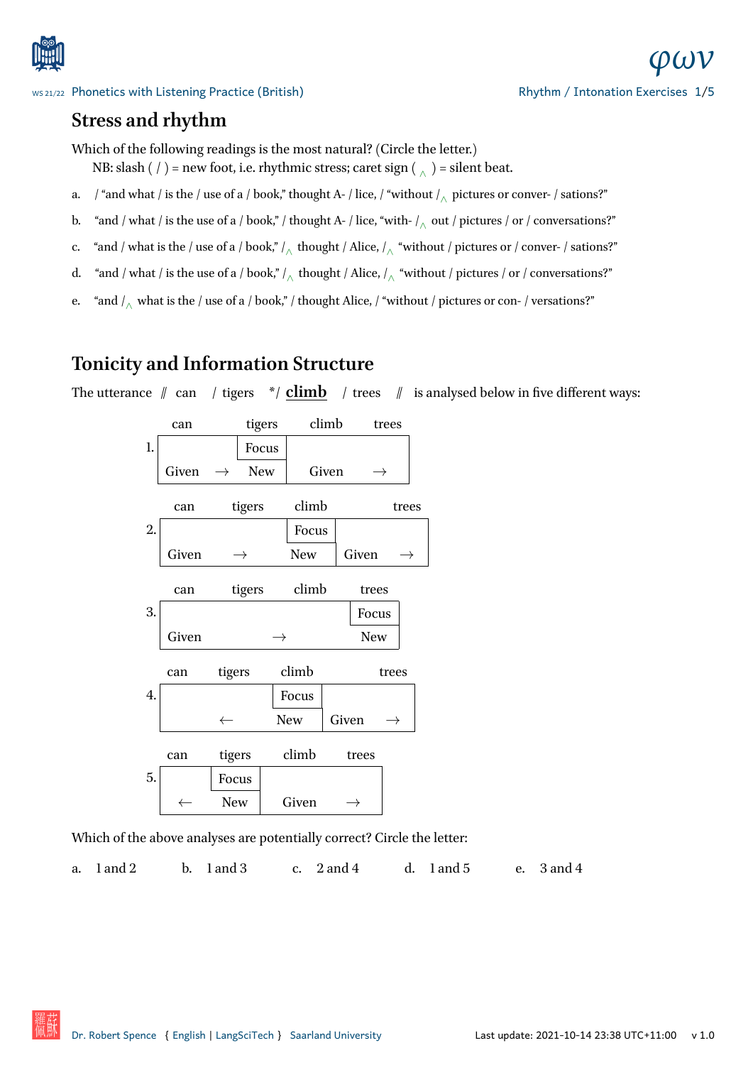## Stress and rhythm

Which of the following readings is the most natural? (Circle the letter.)

NB: slash ( / ) = new foot, i.e. rhythmic stress; caret sign ( ‸ ) = silent beat.

a. / "and what / is the / use of a / book," thought A- / lice, / "without / ‸ pictures or conver- / sations?"

b. "and / what / is the use of a / book," / thought A- / lice, "with- / ‸ out / pictures / or / conversations?"

c. "and / what is the / use of a / book," / ‸ thought / Alice, / ‸ "without / pictures or / conver- / sations?"

d. "and / what / is the use of a / book," / ‸ thought / Alice, / ‸ "without / pictures / or / conversations?"

e. "and / ‸ what is the / use of a / book," / thought Alice, / "without / pictures or con- / versations?"

## Tonicity and Information Structure

The utterance // can / tigers */ **climb** / trees // is analysed below in five different ways:

1.

| can | tigers | climb | trees |
|---|---|---|---|
| | Focus | | |
| Given → | New | Given → | |

2.

| can | tigers | climb | trees |
|---|---|---|---|
| | | Focus | |
| Given → | | New | Given → |

3.

| can | tigers | climb | trees |
|---|---|---|---|
| | | | Focus |
| Given → | | | New |

4.

| can | tigers | climb | trees |
|---|---|---|---|
| | | Focus | |
| ← | | New | Given → |

5.

| can | tigers | climb | trees |
|---|---|---|---|
| | Focus | | |
| ← | New | Given → | |

Which of the above analyses are potentially correct? Circle the letter:

a. 1 and 2 b. 1 and 3 c. 2 and 4 d. 1 and 5 e. 3 and 4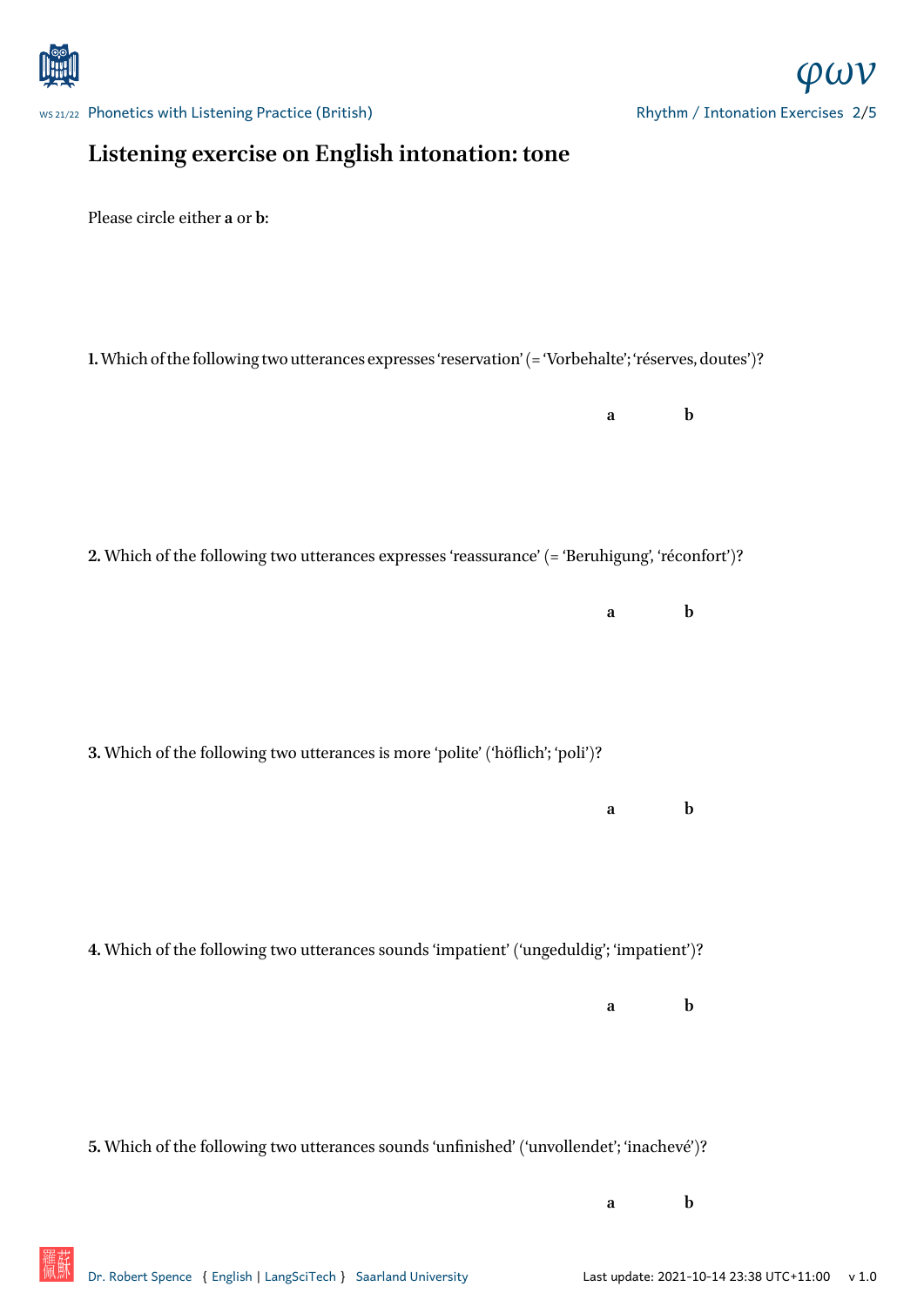# Listening exercise on English intonation: tone

Please circle either **a** or **b**:

**1.** Which of the following two utterances expresses 'reservation' (= 'Vorbehalte'; 'réserves, doutes')?

**a** **b**

**2.** Which of the following two utterances expresses 'reassurance' (= 'Beruhigung', 'réconfort')?

**a** **b**

**3.** Which of the following two utterances is more 'polite' ('höflich'; 'poli')?

**a** **b**

**4.** Which of the following two utterances sounds 'impatient' ('ungeduldig'; 'impatient')?

**a** **b**

**5.** Which of the following two utterances sounds 'unfinished' ('unvollendet'; 'inachevé')?

**a** **b**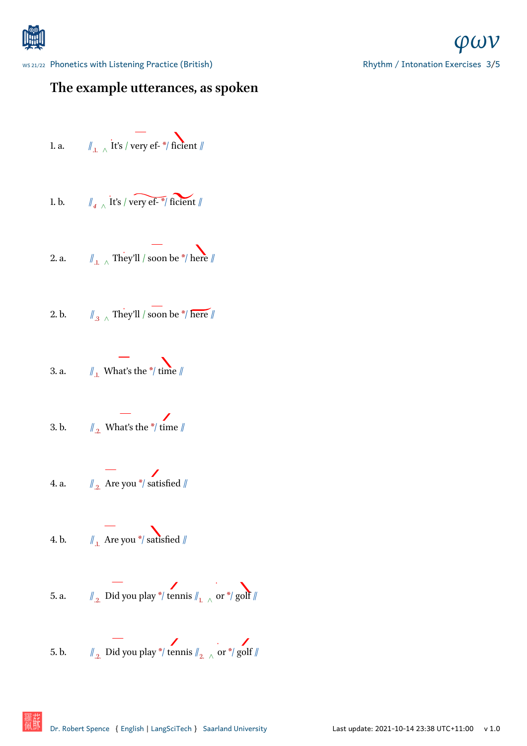# The example utterances, as spoken

1. a. ‖.1. ∧ It's / very ef- */ ficient ‖

1. b. ‖4 ∧ It's / very ef- */ ficient ‖

2. a. ‖.1. ∧ They'll / soon be */ here ‖

2. b. ‖.3 ∧ They'll / soon be */ here ‖

3. a. ‖.1. What's the */ time ‖

3. b. ‖.2. What's the */ time ‖

4. a. ‖.2. Are you */ satisfied ‖

4. b. ‖.1. Are you */ satisfied ‖

5. a. ‖.2. Did you play */ tennis ‖1. ∧ or */ golf ‖

5. b. ‖.2. Did you play */ tennis ‖2. ∧ or */ golf ‖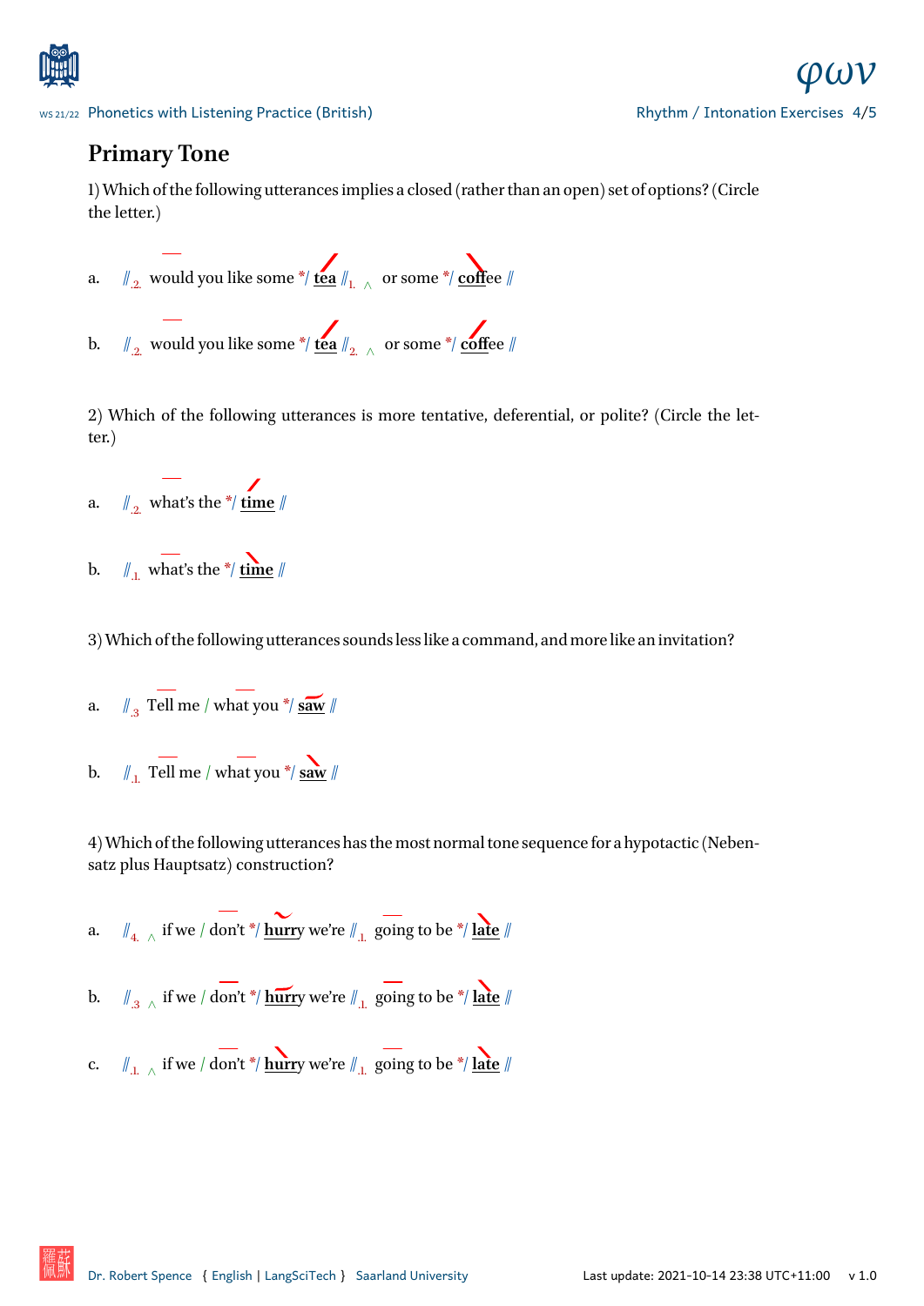## Primary Tone

1) Which of the following utterances implies a closed (rather than an open) set of options? (Circle the letter.)

a. // .2. would you like some */ **tea** // 1. ∧ or some */ **coffee** //

b. // .2. would you like some */ **tea** // 2. ∧ or some */ **coffee** //

2) Which of the following utterances is more tentative, deferential, or polite? (Circle the letter.)

a. // .2. what's the */ **time** //

b. // .1. what's the */ **time** //

3) Which of the following utterances sounds less like a command, and more like an invitation?

a. // .3 Tell me / what you */ **saw** //

b. // .1. Tell me / what you */ **saw** //

4) Which of the following utterances has the most normal tone sequence for a hypotactic (Nebensatz plus Hauptsatz) construction?

a. // 4. ∧ if we / don't */ **hurry** we're // .1. going to be */ **late** //

b. // .3 ∧ if we / don't */ **hurry** we're // .1. going to be */ **late** //

c. // .1. ∧ if we / don't */ **hurry** we're // .1. going to be */ **late** //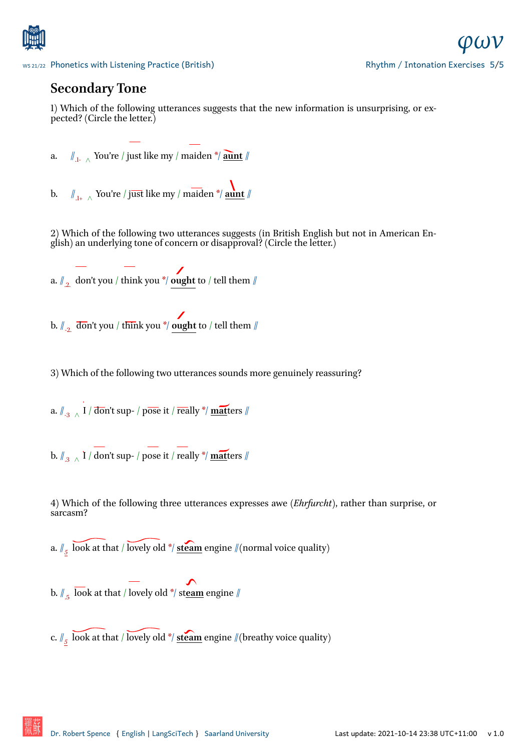## Secondary Tone

1) Which of the following utterances suggests that the new information is unsurprising, or expected? (Circle the letter.)

a. ‖.1- ∧ You're / just like my / maiden */ **aunt** ‖

b. ‖.1+ ∧ You're / just like my / maiden */ **aunt** ‖

2) Which of the following two utterances suggests (in British English but not in American English) an underlying tone of concern or disapproval? (Circle the letter.)

a. ‖.2. don't you / think you */ **ought** to / tell them ‖

b. ‖-2. don't you / think you */ **ought** to / tell them ‖

3) Which of the following two utterances sounds more genuinely reassuring?

a. ‖-3 ∧ I / don't sup- / pose it / really */ **mat**ters ‖

b. ‖.3 ∧ I / don't sup- / pose it / really */ **mat**ters ‖

4) Which of the following three utterances expresses awe (*Ehrfurcht*), rather than surprise, or sarcasm?

a. ‖5 look at that / lovely old */ **steam** engine ‖(normal voice quality)

b. ‖.5 look at that / lovely old */ st**eam** engine ‖

c. ‖5 look at that / lovely old */ **steam** engine ‖(breathy voice quality)